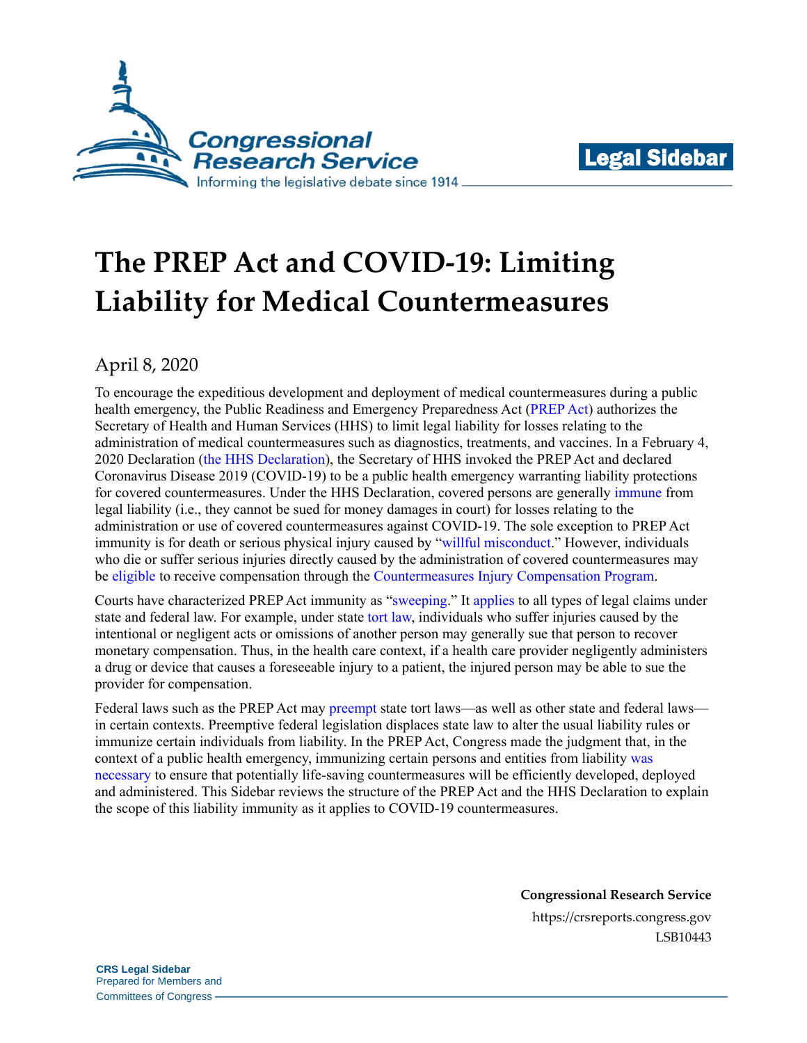# The PREP Act and COVID-19: Limiting Liability for Medical Countermeasures

April 8, 2020

To encourage the expeditious development and deployment of medical countermeasures during a public health emergency, the Public Readiness and Emergency Preparedness Act (PREP Act) authorizes the Secretary of Health and Human Services (HHS) to limit legal liability for losses relating to the administration of medical countermeasures such as diagnostics, treatments, and vaccines. In a February 4, 2020 Declaration (the HHS Declaration), the Secretary of HHS invoked the PREP Act and declared Coronavirus Disease 2019 (COVID-19) to be a public health emergency warranting liability protections for covered countermeasures. Under the HHS Declaration, covered persons are generally immune from legal liability (i.e., they cannot be sued for money damages in court) for losses relating to the administration or use of covered countermeasures against COVID-19. The sole exception to PREP Act immunity is for death or serious physical injury caused by "willful misconduct." However, individuals who die or suffer serious injuries directly caused by the administration of covered countermeasures may be eligible to receive compensation through the Countermeasures Injury Compensation Program.

Courts have characterized PREP Act immunity as "sweeping." It applies to all types of legal claims under state and federal law. For example, under state tort law, individuals who suffer injuries caused by the intentional or negligent acts or omissions of another person may generally sue that person to recover monetary compensation. Thus, in the health care context, if a health care provider negligently administers a drug or device that causes a foreseeable injury to a patient, the injured person may be able to sue the provider for compensation.

Federal laws such as the PREP Act may preempt state tort laws—as well as other state and federal laws—in certain contexts. Preemptive federal legislation displaces state law to alter the usual liability rules or immunize certain individuals from liability. In the PREP Act, Congress made the judgment that, in the context of a public health emergency, immunizing certain persons and entities from liability was necessary to ensure that potentially life-saving countermeasures will be efficiently developed, deployed and administered. This Sidebar reviews the structure of the PREP Act and the HHS Declaration to explain the scope of this liability immunity as it applies to COVID-19 countermeasures.

**Congressional Research Service**
https://crsreports.congress.gov
LSB10443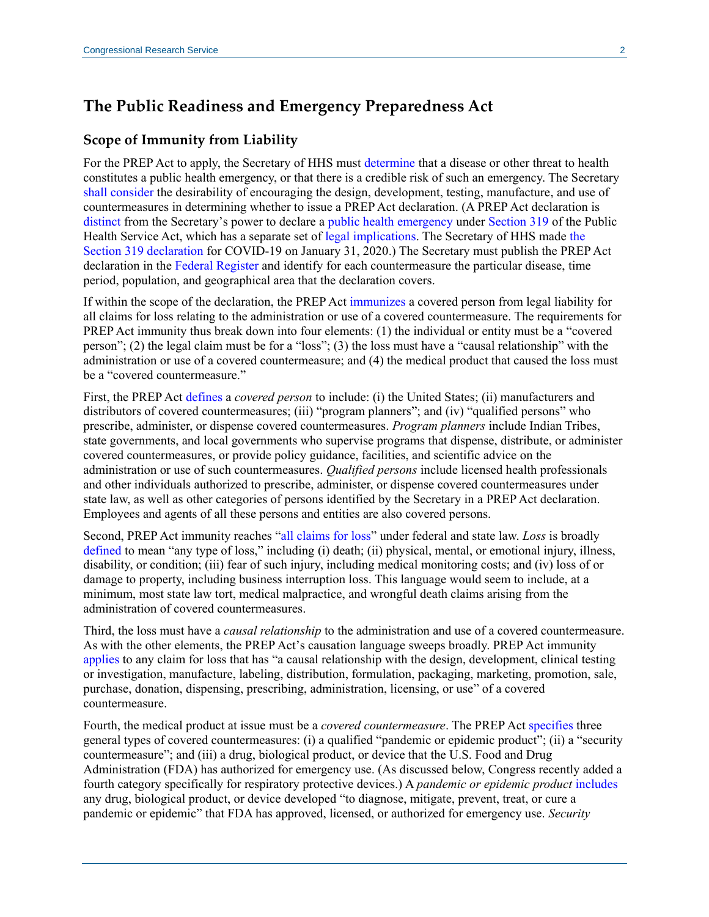## The Public Readiness and Emergency Preparedness Act

### Scope of Immunity from Liability

For the PREP Act to apply, the Secretary of HHS must determine that a disease or other threat to health constitutes a public health emergency, or that there is a credible risk of such an emergency. The Secretary shall consider the desirability of encouraging the design, development, testing, manufacture, and use of countermeasures in determining whether to issue a PREP Act declaration. (A PREP Act declaration is distinct from the Secretary's power to declare a public health emergency under Section 319 of the Public Health Service Act, which has a separate set of legal implications. The Secretary of HHS made the Section 319 declaration for COVID-19 on January 31, 2020.) The Secretary must publish the PREP Act declaration in the Federal Register and identify for each countermeasure the particular disease, time period, population, and geographical area that the declaration covers.

If within the scope of the declaration, the PREP Act immunizes a covered person from legal liability for all claims for loss relating to the administration or use of a covered countermeasure. The requirements for PREP Act immunity thus break down into four elements: (1) the individual or entity must be a "covered person"; (2) the legal claim must be for a "loss"; (3) the loss must have a "causal relationship" with the administration or use of a covered countermeasure; and (4) the medical product that caused the loss must be a "covered countermeasure."

First, the PREP Act defines a *covered person* to include: (i) the United States; (ii) manufacturers and distributors of covered countermeasures; (iii) "program planners"; and (iv) "qualified persons" who prescribe, administer, or dispense covered countermeasures. *Program planners* include Indian Tribes, state governments, and local governments who supervise programs that dispense, distribute, or administer covered countermeasures, or provide policy guidance, facilities, and scientific advice on the administration or use of such countermeasures. *Qualified persons* include licensed health professionals and other individuals authorized to prescribe, administer, or dispense covered countermeasures under state law, as well as other categories of persons identified by the Secretary in a PREP Act declaration. Employees and agents of all these persons and entities are also covered persons.

Second, PREP Act immunity reaches "all claims for loss" under federal and state law. *Loss* is broadly defined to mean "any type of loss," including (i) death; (ii) physical, mental, or emotional injury, illness, disability, or condition; (iii) fear of such injury, including medical monitoring costs; and (iv) loss of or damage to property, including business interruption loss. This language would seem to include, at a minimum, most state law tort, medical malpractice, and wrongful death claims arising from the administration of covered countermeasures.

Third, the loss must have a *causal relationship* to the administration and use of a covered countermeasure. As with the other elements, the PREP Act's causation language sweeps broadly. PREP Act immunity applies to any claim for loss that has "a causal relationship with the design, development, clinical testing or investigation, manufacture, labeling, distribution, formulation, packaging, marketing, promotion, sale, purchase, donation, dispensing, prescribing, administration, licensing, or use" of a covered countermeasure.

Fourth, the medical product at issue must be a *covered countermeasure*. The PREP Act specifies three general types of covered countermeasures: (i) a qualified "pandemic or epidemic product"; (ii) a "security countermeasure"; and (iii) a drug, biological product, or device that the U.S. Food and Drug Administration (FDA) has authorized for emergency use. (As discussed below, Congress recently added a fourth category specifically for respiratory protective devices.) A *pandemic or epidemic product* includes any drug, biological product, or device developed "to diagnose, mitigate, prevent, treat, or cure a pandemic or epidemic" that FDA has approved, licensed, or authorized for emergency use. *Security*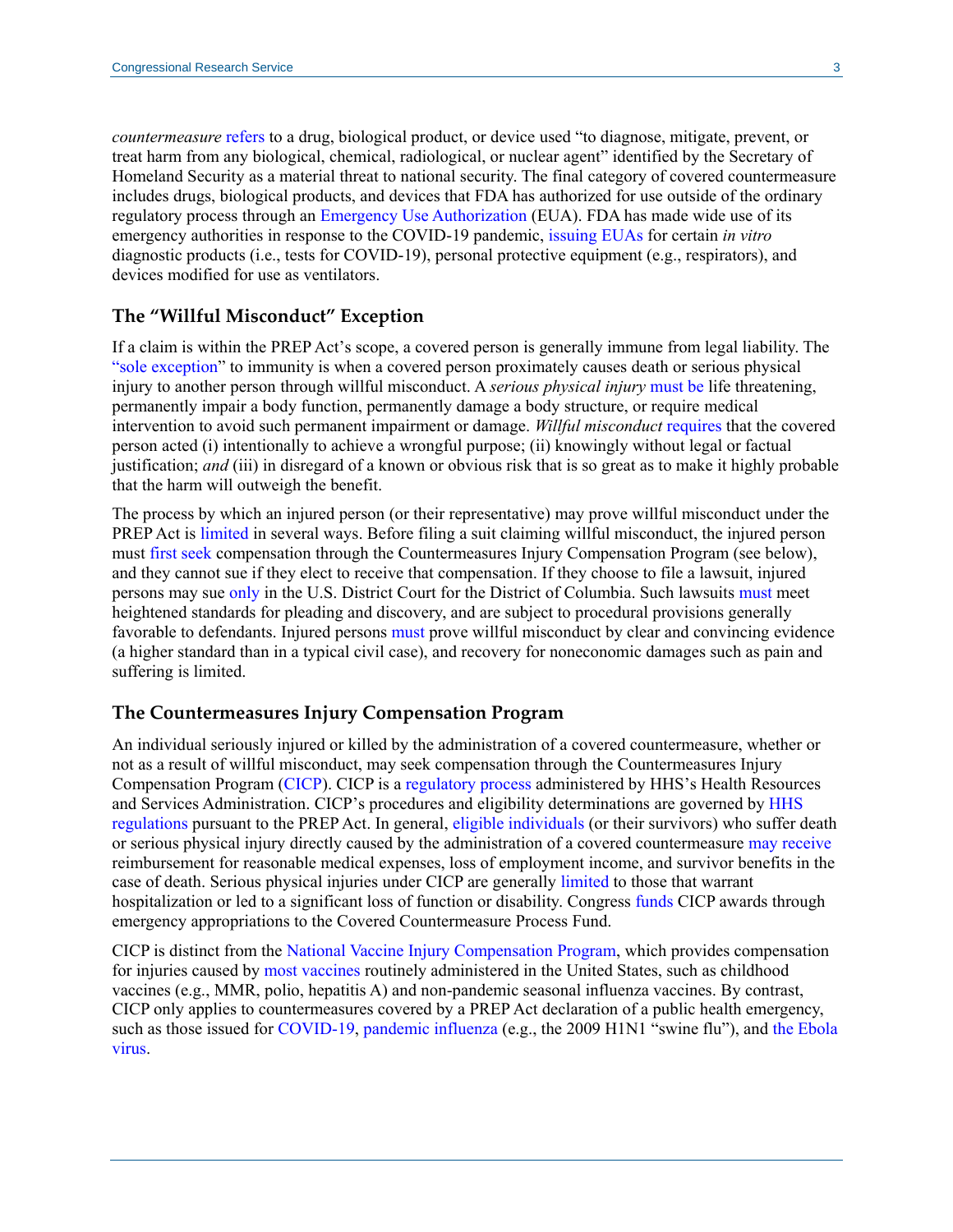*countermeasure* refers to a drug, biological product, or device used "to diagnose, mitigate, prevent, or treat harm from any biological, chemical, radiological, or nuclear agent" identified by the Secretary of Homeland Security as a material threat to national security. The final category of covered countermeasure includes drugs, biological products, and devices that FDA has authorized for use outside of the ordinary regulatory process through an Emergency Use Authorization (EUA). FDA has made wide use of its emergency authorities in response to the COVID-19 pandemic, issuing EUAs for certain *in vitro* diagnostic products (i.e., tests for COVID-19), personal protective equipment (e.g., respirators), and devices modified for use as ventilators.

### The "Willful Misconduct" Exception

If a claim is within the PREP Act's scope, a covered person is generally immune from legal liability. The "sole exception" to immunity is when a covered person proximately causes death or serious physical injury to another person through willful misconduct. A *serious physical injury* must be life threatening, permanently impair a body function, permanently damage a body structure, or require medical intervention to avoid such permanent impairment or damage. *Willful misconduct* requires that the covered person acted (i) intentionally to achieve a wrongful purpose; (ii) knowingly without legal or factual justification; *and* (iii) in disregard of a known or obvious risk that is so great as to make it highly probable that the harm will outweigh the benefit.

The process by which an injured person (or their representative) may prove willful misconduct under the PREP Act is limited in several ways. Before filing a suit claiming willful misconduct, the injured person must first seek compensation through the Countermeasures Injury Compensation Program (see below), and they cannot sue if they elect to receive that compensation. If they choose to file a lawsuit, injured persons may sue only in the U.S. District Court for the District of Columbia. Such lawsuits must meet heightened standards for pleading and discovery, and are subject to procedural provisions generally favorable to defendants. Injured persons must prove willful misconduct by clear and convincing evidence (a higher standard than in a typical civil case), and recovery for noneconomic damages such as pain and suffering is limited.

### The Countermeasures Injury Compensation Program

An individual seriously injured or killed by the administration of a covered countermeasure, whether or not as a result of willful misconduct, may seek compensation through the Countermeasures Injury Compensation Program (CICP). CICP is a regulatory process administered by HHS's Health Resources and Services Administration. CICP's procedures and eligibility determinations are governed by HHS regulations pursuant to the PREP Act. In general, eligible individuals (or their survivors) who suffer death or serious physical injury directly caused by the administration of a covered countermeasure may receive reimbursement for reasonable medical expenses, loss of employment income, and survivor benefits in the case of death. Serious physical injuries under CICP are generally limited to those that warrant hospitalization or led to a significant loss of function or disability. Congress funds CICP awards through emergency appropriations to the Covered Countermeasure Process Fund.

CICP is distinct from the National Vaccine Injury Compensation Program, which provides compensation for injuries caused by most vaccines routinely administered in the United States, such as childhood vaccines (e.g., MMR, polio, hepatitis A) and non-pandemic seasonal influenza vaccines. By contrast, CICP only applies to countermeasures covered by a PREP Act declaration of a public health emergency, such as those issued for COVID-19, pandemic influenza (e.g., the 2009 H1N1 "swine flu"), and the Ebola virus.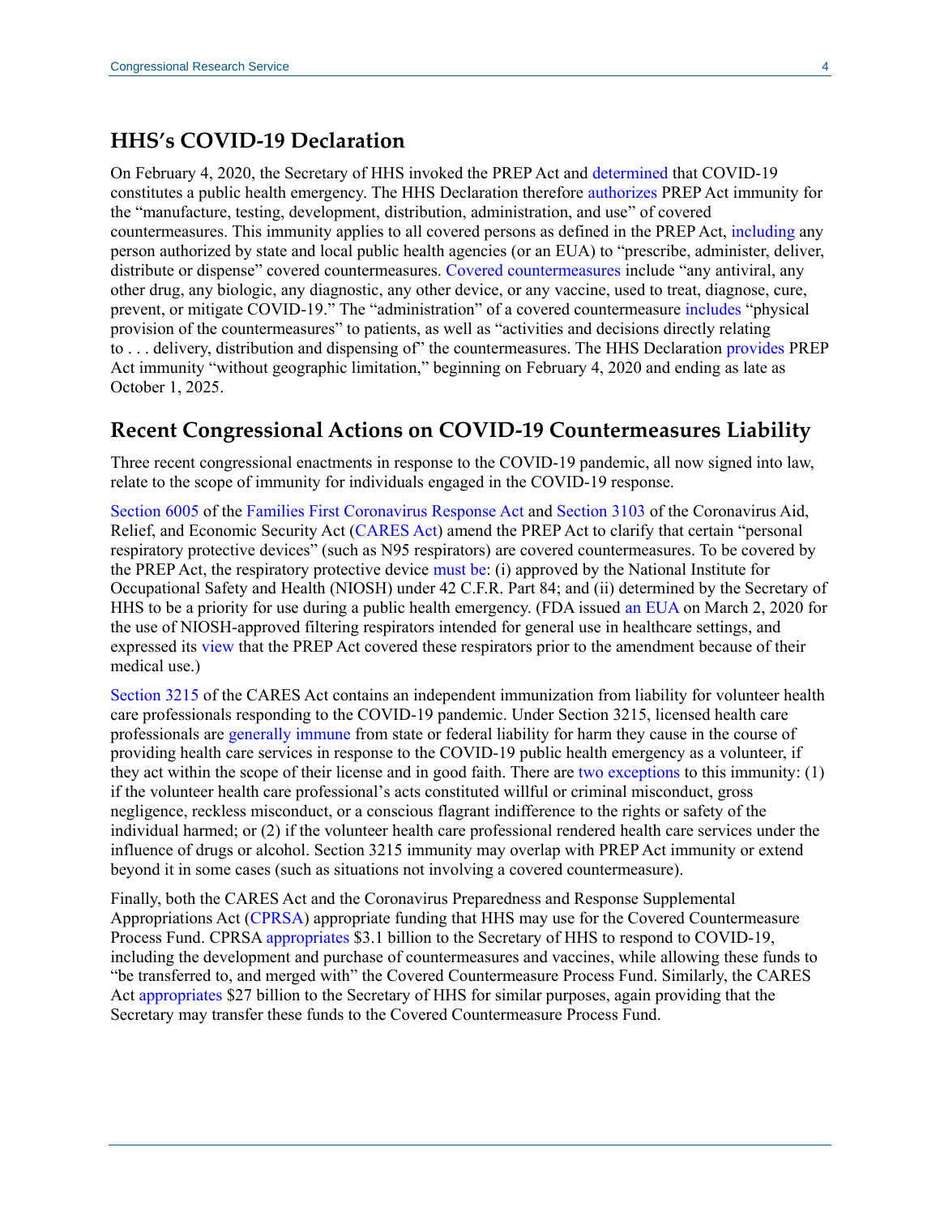## HHS's COVID-19 Declaration

On February 4, 2020, the Secretary of HHS invoked the PREP Act and determined that COVID-19 constitutes a public health emergency. The HHS Declaration therefore authorizes PREP Act immunity for the "manufacture, testing, development, distribution, administration, and use" of covered countermeasures. This immunity applies to all covered persons as defined in the PREP Act, including any person authorized by state and local public health agencies (or an EUA) to "prescribe, administer, deliver, distribute or dispense" covered countermeasures. Covered countermeasures include "any antiviral, any other drug, any biologic, any diagnostic, any other device, or any vaccine, used to treat, diagnose, cure, prevent, or mitigate COVID-19." The "administration" of a covered countermeasure includes "physical provision of the countermeasures" to patients, as well as "activities and decisions directly relating to . . . delivery, distribution and dispensing of" the countermeasures. The HHS Declaration provides PREP Act immunity "without geographic limitation," beginning on February 4, 2020 and ending as late as October 1, 2025.

## Recent Congressional Actions on COVID-19 Countermeasures Liability

Three recent congressional enactments in response to the COVID-19 pandemic, all now signed into law, relate to the scope of immunity for individuals engaged in the COVID-19 response.

Section 6005 of the Families First Coronavirus Response Act and Section 3103 of the Coronavirus Aid, Relief, and Economic Security Act (CARES Act) amend the PREP Act to clarify that certain "personal respiratory protective devices" (such as N95 respirators) are covered countermeasures. To be covered by the PREP Act, the respiratory protective device must be: (i) approved by the National Institute for Occupational Safety and Health (NIOSH) under 42 C.F.R. Part 84; and (ii) determined by the Secretary of HHS to be a priority for use during a public health emergency. (FDA issued an EUA on March 2, 2020 for the use of NIOSH-approved filtering respirators intended for general use in healthcare settings, and expressed its view that the PREP Act covered these respirators prior to the amendment because of their medical use.)

Section 3215 of the CARES Act contains an independent immunization from liability for volunteer health care professionals responding to the COVID-19 pandemic. Under Section 3215, licensed health care professionals are generally immune from state or federal liability for harm they cause in the course of providing health care services in response to the COVID-19 public health emergency as a volunteer, if they act within the scope of their license and in good faith. There are two exceptions to this immunity: (1) if the volunteer health care professional's acts constituted willful or criminal misconduct, gross negligence, reckless misconduct, or a conscious flagrant indifference to the rights or safety of the individual harmed; or (2) if the volunteer health care professional rendered health care services under the influence of drugs or alcohol. Section 3215 immunity may overlap with PREP Act immunity or extend beyond it in some cases (such as situations not involving a covered countermeasure).

Finally, both the CARES Act and the Coronavirus Preparedness and Response Supplemental Appropriations Act (CPRSA) appropriate funding that HHS may use for the Covered Countermeasure Process Fund. CPRSA appropriates $3.1 billion to the Secretary of HHS to respond to COVID-19, including the development and purchase of countermeasures and vaccines, while allowing these funds to "be transferred to, and merged with" the Covered Countermeasure Process Fund. Similarly, the CARES Act appropriates $27 billion to the Secretary of HHS for similar purposes, again providing that the Secretary may transfer these funds to the Covered Countermeasure Process Fund.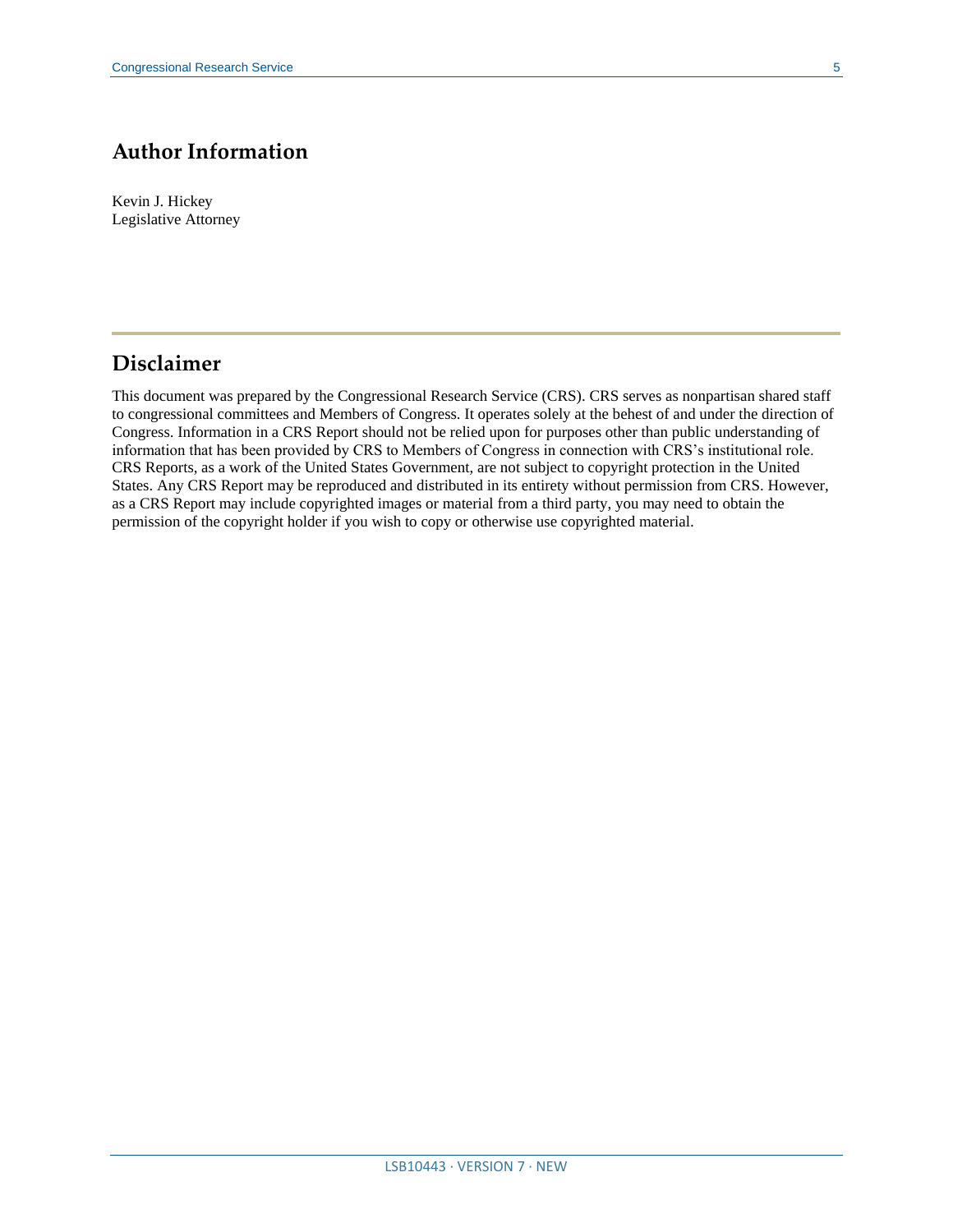## Author Information

Kevin J. Hickey
Legislative Attorney

## Disclaimer

This document was prepared by the Congressional Research Service (CRS). CRS serves as nonpartisan shared staff to congressional committees and Members of Congress. It operates solely at the behest of and under the direction of Congress. Information in a CRS Report should not be relied upon for purposes other than public understanding of information that has been provided by CRS to Members of Congress in connection with CRS's institutional role. CRS Reports, as a work of the United States Government, are not subject to copyright protection in the United States. Any CRS Report may be reproduced and distributed in its entirety without permission from CRS. However, as a CRS Report may include copyrighted images or material from a third party, you may need to obtain the permission of the copyright holder if you wish to copy or otherwise use copyrighted material.